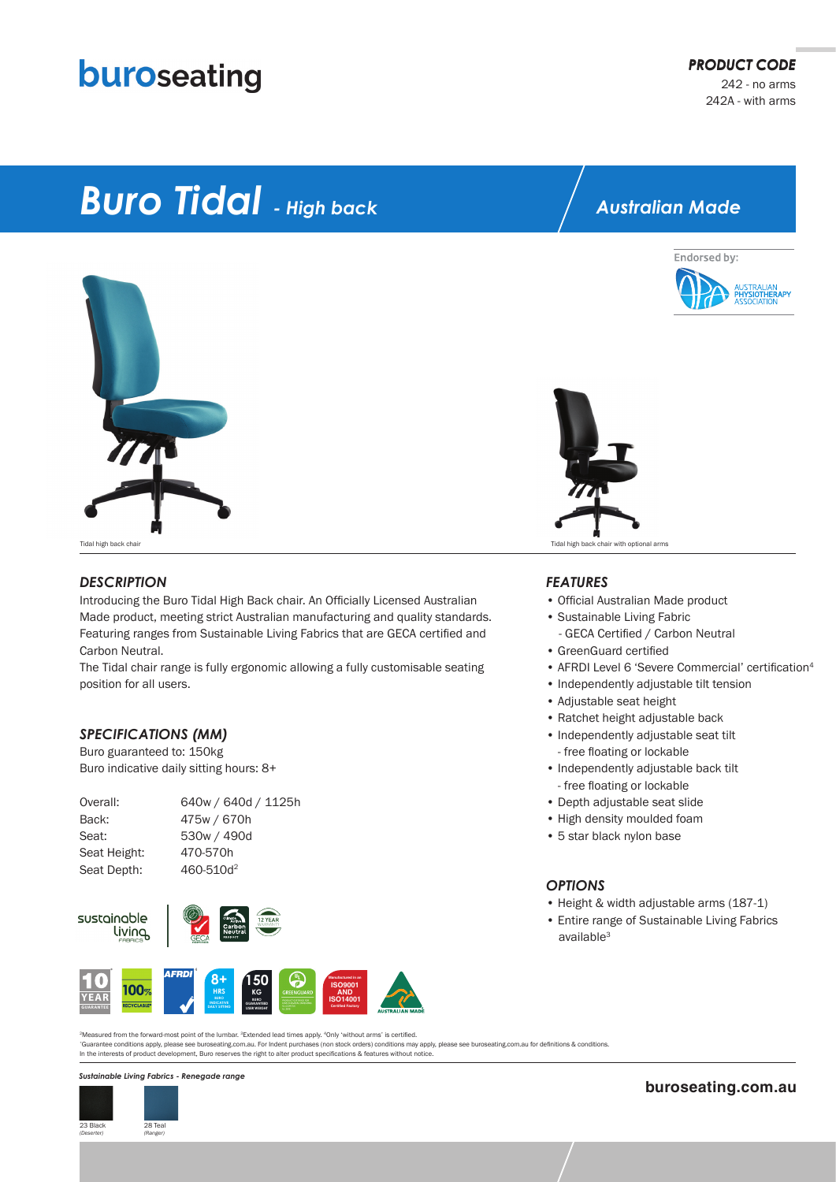buroseating

**PRODUCT CODE**
242 - no arms
242A - with arms

# *Buro Tidal - High back*

*Australian Made*

Endorsed by: Australian Physiotherapy Association

Tidal high back chair

Tidal high back chair with optional arms

## *DESCRIPTION*

Introducing the Buro Tidal High Back chair. An Officially Licensed Australian Made product, meeting strict Australian manufacturing and quality standards. Featuring ranges from Sustainable Living Fabrics that are GECA certified and Carbon Neutral.

The Tidal chair range is fully ergonomic allowing a fully customisable seating position for all users.

## *SPECIFICATIONS (MM)*

Buro guaranteed to: 150kg
Buro indicative daily sitting hours: 8+

| | |
|---|---|
| Overall: | 640w / 640d / 1125h |
| Back: | 475w / 670h |
| Seat: | 530w / 490d |
| Seat Height: | 470-570h |
| Seat Depth: | 460-510d[2] |

## *FEATURES*

- Official Australian Made product
- Sustainable Living Fabric
  - GECA Certified / Carbon Neutral
- GreenGuard certified
- AFRDI Level 6 'Severe Commercial' certification[4]
- Independently adjustable tilt tension
- Adjustable seat height
- Ratchet height adjustable back
- Independently adjustable seat tilt
  - free floating or lockable
- Independently adjustable back tilt
  - free floating or lockable
- Depth adjustable seat slide
- High density moulded foam
- 5 star black nylon base

## *OPTIONS*

- Height & width adjustable arms (187-1)
- Entire range of Sustainable Living Fabrics available[3]

[2]Measured from the forward-most point of the lumbar. [3]Extended lead times apply. [4]Only 'without arms' is certified.
[1]Guarantee conditions apply, please see buroseating.com.au. For Indent purchases (non stock orders) conditions may apply, please see buroseating.com.au for definitions & conditions.
In the interests of product development, Buro reserves the right to alter product specifications & features without notice.

*Sustainable Living Fabrics - Renegade range*

23 Black *(Deserter)*
28 Teal *(Ranger)*

**buroseating.com.au**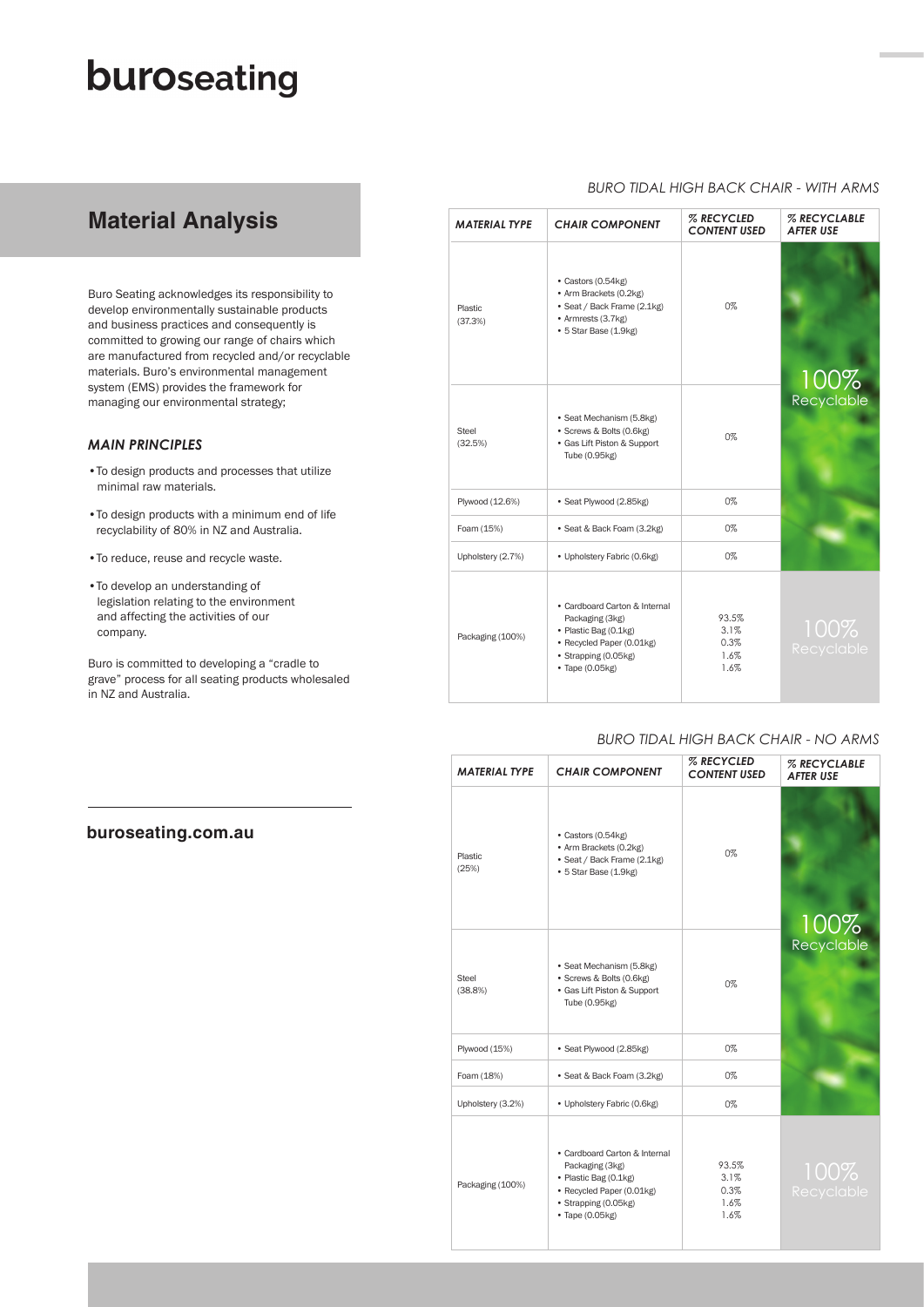# **buro**seating

## Material Analysis

Buro Seating acknowledges its responsibility to develop environmentally sustainable products and business practices and consequently is committed to growing our range of chairs which are manufactured from recycled and/or recyclable materials. Buro's environmental management system (EMS) provides the framework for managing our environmental strategy;

### *MAIN PRINCIPLES*

- To design products and processes that utilize minimal raw materials.
- To design products with a minimum end of life recyclability of 80% in NZ and Australia.
- To reduce, reuse and recycle waste.
- To develop an understanding of legislation relating to the environment and affecting the activities of our company.

Buro is committed to developing a "cradle to grave" process for all seating products wholesaled in NZ and Australia.

**buroseating.com.au**

*BURO TIDAL HIGH BACK CHAIR - WITH ARMS*

| *MATERIAL TYPE* | *CHAIR COMPONENT* | *% RECYCLED CONTENT USED* | *% RECYCLABLE AFTER USE* |
|---|---|---|---|
| Plastic (37.3%) | • Castors (0.54kg)<br>• Arm Brackets (0.2kg)<br>• Seat / Back Frame (2.1kg)<br>• Armrests (3.7kg)<br>• 5 Star Base (1.9kg) | 0% | 100% Recyclable |
| Steel (32.5%) | • Seat Mechanism (5.8kg)<br>• Screws & Bolts (0.6kg)<br>• Gas Lift Piston & Support Tube (0.95kg) | 0% | |
| Plywood (12.6%) | • Seat Plywood (2.85kg) | 0% | |
| Foam (15%) | • Seat & Back Foam (3.2kg) | 0% | |
| Upholstery (2.7%) | • Upholstery Fabric (0.6kg) | 0% | |
| Packaging (100%) | • Cardboard Carton & Internal Packaging (3kg)<br>• Plastic Bag (0.1kg)<br>• Recycled Paper (0.01kg)<br>• Strapping (0.05kg)<br>• Tape (0.05kg) | 93.5%<br>3.1%<br>0.3%<br>1.6%<br>1.6% | 100% Recyclable |

*BURO TIDAL HIGH BACK CHAIR - NO ARMS*

| *MATERIAL TYPE* | *CHAIR COMPONENT* | *% RECYCLED CONTENT USED* | *% RECYCLABLE AFTER USE* |
|---|---|---|---|
| Plastic (25%) | • Castors (0.54kg)<br>• Arm Brackets (0.2kg)<br>• Seat / Back Frame (2.1kg)<br>• 5 Star Base (1.9kg) | 0% | 100% Recyclable |
| Steel (38.8%) | • Seat Mechanism (5.8kg)<br>• Screws & Bolts (0.6kg)<br>• Gas Lift Piston & Support Tube (0.95kg) | 0% | |
| Plywood (15%) | • Seat Plywood (2.85kg) | 0% | |
| Foam (18%) | • Seat & Back Foam (3.2kg) | 0% | |
| Upholstery (3.2%) | • Upholstery Fabric (0.6kg) | 0% | |
| Packaging (100%) | • Cardboard Carton & Internal Packaging (3kg)<br>• Plastic Bag (0.1kg)<br>• Recycled Paper (0.01kg)<br>• Strapping (0.05kg)<br>• Tape (0.05kg) | 93.5%<br>3.1%<br>0.3%<br>1.6%<br>1.6% | 100% Recyclable |